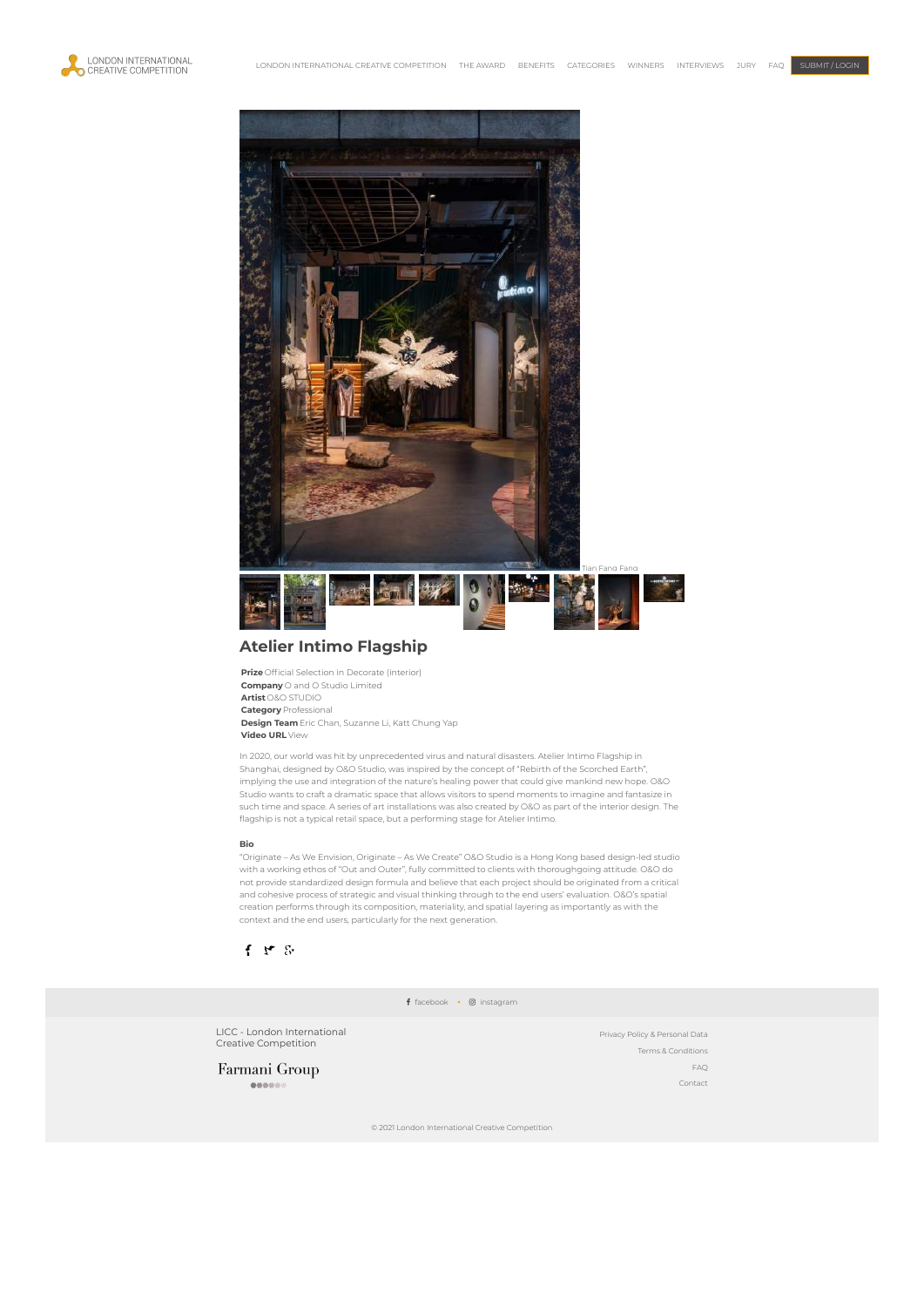LONDON INTERNATIONAL CREATIVE COMPETITION

LONDON INTERNATIONAL CREATIVE COMPETITION THE AWARD BENEFITS CATEGORIES WINNERS INTERVIEWS JURY FAQ SUBMIT / LOGIN

Tian Fang Fang

## Atelier Intimo Flagship

**Prize** Official Selection in Decorate (interior)
**Company** O and O Studio Limited
**Artist** O&O STUDIO
**Category** Professional
**Design Team** Eric Chan, Suzanne Li, Katt Chung Yap
**Video URL** View

In 2020, our world was hit by unprecedented virus and natural disasters. Atelier Intimo Flagship in Shanghai, designed by O&O Studio, was inspired by the concept of "Rebirth of the Scorched Earth", implying the use and integration of the nature's healing power that could give mankind new hope. O&O Studio wants to craft a dramatic space that allows visitors to spend moments to imagine and fantasize in such time and space. A series of art installations was also created by O&O as part of the interior design. The flagship is not a typical retail space, but a performing stage for Atelier Intimo.

**Bio**

"Originate – As We Envision, Originate – As We Create" O&O Studio is a Hong Kong based design-led studio with a working ethos of "Out and Outer", fully committed to clients with thoroughgoing attitude. O&O do not provide standardized design formula and believe that each project should be originated from a critical and cohesive process of strategic and visual thinking through to the end users' evaluation. O&O's spatial creation performs through its composition, materiality, and spatial layering as importantly as with the context and the end users, particularly for the next generation.

facebook • instagram

LICC - London International Creative Competition

Farmani Group

Privacy Policy & Personal Data
Terms & Conditions
FAQ
Contact

© 2021 London International Creative Competition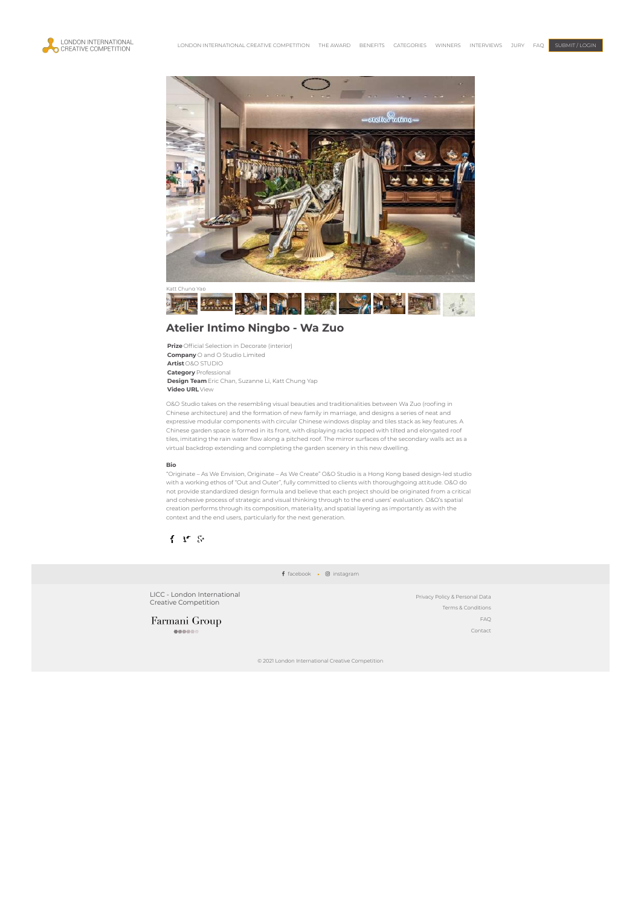LONDON INTERNATIONAL CREATIVE COMPETITION

LONDON INTERNATIONAL CREATIVE COMPETITION THE AWARD BENEFITS CATEGORIES WINNERS INTERVIEWS JURY FAQ SUBMIT / LOGIN

Katt Chung Yap

## Atelier Intimo Ningbo - Wa Zuo

**Prize** Official Selection in Decorate (interior)
**Company** O and O Studio Limited
**Artist** O&O STUDIO
**Category** Professional
**Design Team** Eric Chan, Suzanne Li, Katt Chung Yap
**Video URL** View

O&O Studio takes on the resembling visual beauties and traditionalities between Wa Zuo (roofing in Chinese architecture) and the formation of new family in marriage, and designs a series of neat and expressive modular components with circular Chinese windows display and tiles stack as key features. A Chinese garden space is formed in its front, with displaying racks topped with tilted and elongated roof tiles, imitating the rain water flow along a pitched roof. The mirror surfaces of the secondary walls act as a virtual backdrop extending and completing the garden scenery in this new dwelling.

**Bio**

"Originate – As We Envision, Originate – As We Create" O&O Studio is a Hong Kong based design-led studio with a working ethos of "Out and Outer", fully committed to clients with thoroughgoing attitude. O&O do not provide standardized design formula and believe that each project should be originated from a critical and cohesive process of strategic and visual thinking through to the end users' evaluation. O&O's spatial creation performs through its composition, materiality, and spatial layering as importantly as with the context and the end users, particularly for the next generation.

facebook • instagram

LICC - London International Creative Competition

Farmani Group

Privacy Policy & Personal Data
Terms & Conditions
FAQ
Contact

© 2021 London International Creative Competition